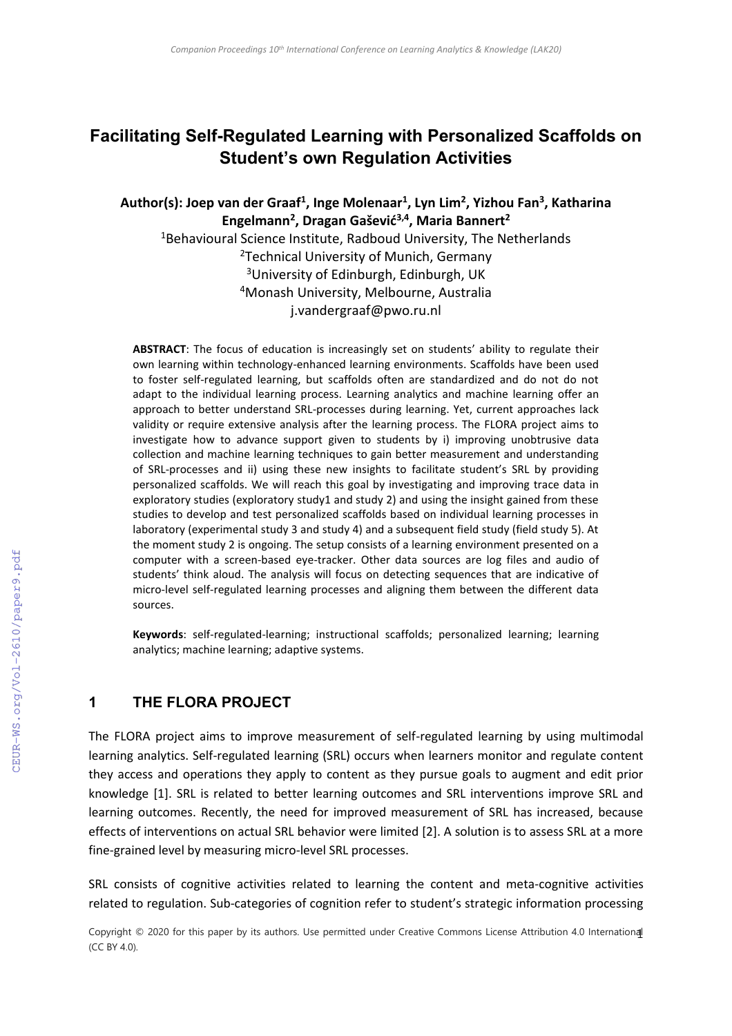# Facilitating Self-Regulated Learning with Personalized Scaffolds on Student's own Regulation Activities

**Author(s): Joep van der Graaf[1], Inge Molenaar[1], Lyn Lim[2], Yizhou Fan[3], Katharina Engelmann[2], Dragan Gašević[3,4], Maria Bannert[2]**

[1]Behavioural Science Institute, Radboud University, The Netherlands
[2]Technical University of Munich, Germany
[3]University of Edinburgh, Edinburgh, UK
[4]Monash University, Melbourne, Australia
j.vandergraaf@pwo.ru.nl

**ABSTRACT**: The focus of education is increasingly set on students' ability to regulate their own learning within technology-enhanced learning environments. Scaffolds have been used to foster self-regulated learning, but scaffolds often are standardized and do not do not adapt to the individual learning process. Learning analytics and machine learning offer an approach to better understand SRL-processes during learning. Yet, current approaches lack validity or require extensive analysis after the learning process. The FLORA project aims to investigate how to advance support given to students by i) improving unobtrusive data collection and machine learning techniques to gain better measurement and understanding of SRL-processes and ii) using these new insights to facilitate student's SRL by providing personalized scaffolds. We will reach this goal by investigating and improving trace data in exploratory studies (exploratory study1 and study 2) and using the insight gained from these studies to develop and test personalized scaffolds based on individual learning processes in laboratory (experimental study 3 and study 4) and a subsequent field study (field study 5). At the moment study 2 is ongoing. The setup consists of a learning environment presented on a computer with a screen-based eye-tracker. Other data sources are log files and audio of students' think aloud. The analysis will focus on detecting sequences that are indicative of micro-level self-regulated learning processes and aligning them between the different data sources.

**Keywords**: self-regulated-learning; instructional scaffolds; personalized learning; learning analytics; machine learning; adaptive systems.

## 1 THE FLORA PROJECT

The FLORA project aims to improve measurement of self-regulated learning by using multimodal learning analytics. Self-regulated learning (SRL) occurs when learners monitor and regulate content they access and operations they apply to content as they pursue goals to augment and edit prior knowledge [1]. SRL is related to better learning outcomes and SRL interventions improve SRL and learning outcomes. Recently, the need for improved measurement of SRL has increased, because effects of interventions on actual SRL behavior were limited [2]. A solution is to assess SRL at a more fine-grained level by measuring micro-level SRL processes.

SRL consists of cognitive activities related to learning the content and meta-cognitive activities related to regulation. Sub-categories of cognition refer to student's strategic information processing

Copyright © 2020 for this paper by its authors. Use permitted under Creative Commons License Attribution 4.0 International (CC BY 4.0).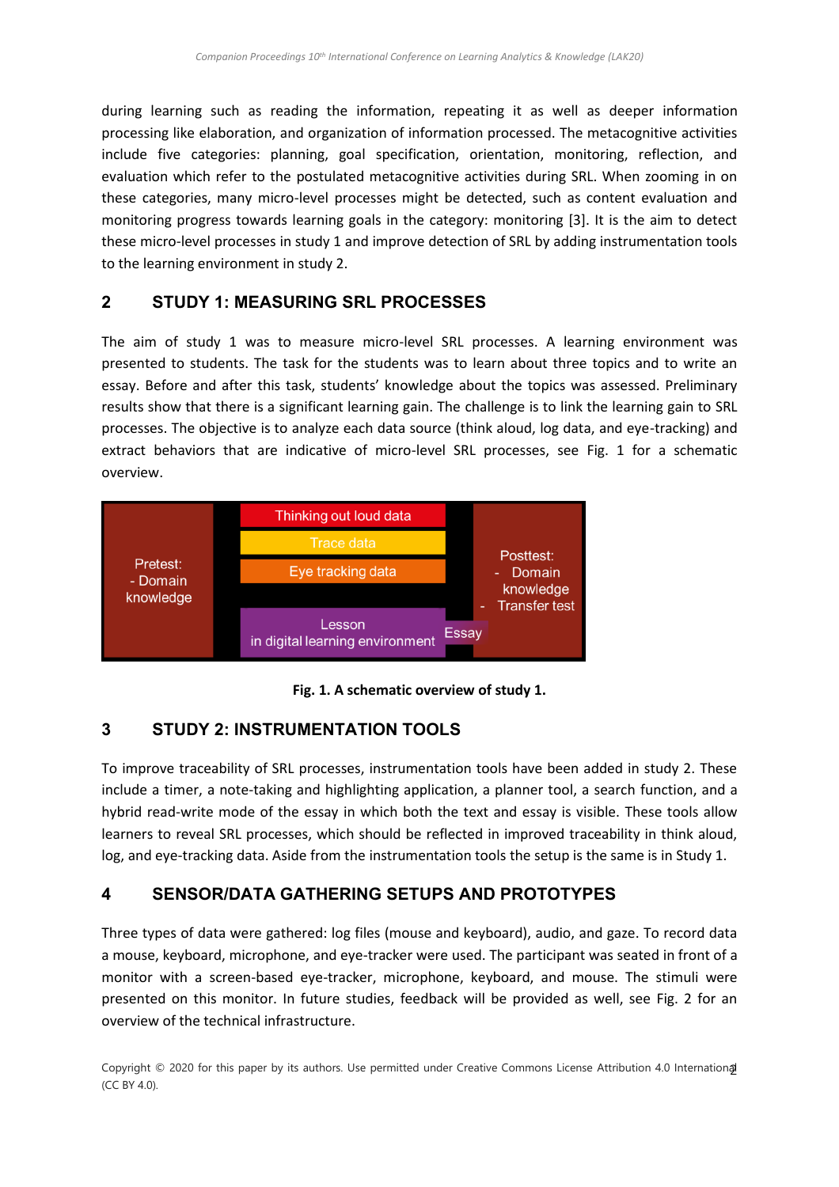during learning such as reading the information, repeating it as well as deeper information processing like elaboration, and organization of information processed. The metacognitive activities include five categories: planning, goal specification, orientation, monitoring, reflection, and evaluation which refer to the postulated metacognitive activities during SRL. When zooming in on these categories, many micro-level processes might be detected, such as content evaluation and monitoring progress towards learning goals in the category: monitoring [3]. It is the aim to detect these micro-level processes in study 1 and improve detection of SRL by adding instrumentation tools to the learning environment in study 2.

## 2 STUDY 1: MEASURING SRL PROCESSES

The aim of study 1 was to measure micro-level SRL processes. A learning environment was presented to students. The task for the students was to learn about three topics and to write an essay. Before and after this task, students' knowledge about the topics was assessed. Preliminary results show that there is a significant learning gain. The challenge is to link the learning gain to SRL processes. The objective is to analyze each data source (think aloud, log data, and eye-tracking) and extract behaviors that are indicative of micro-level SRL processes, see Fig. 1 for a schematic overview.

Pretest:
- Domain knowledge

Thinking out loud data

Trace data

Eye tracking data

Lesson in digital learning environment

Essay

Posttest:
- Domain knowledge
- Transfer test

**Fig. 1. A schematic overview of study 1.**

## 3 STUDY 2: INSTRUMENTATION TOOLS

To improve traceability of SRL processes, instrumentation tools have been added in study 2. These include a timer, a note-taking and highlighting application, a planner tool, a search function, and a hybrid read-write mode of the essay in which both the text and essay is visible. These tools allow learners to reveal SRL processes, which should be reflected in improved traceability in think aloud, log, and eye-tracking data. Aside from the instrumentation tools the setup is the same is in Study 1.

## 4 SENSOR/DATA GATHERING SETUPS AND PROTOTYPES

Three types of data were gathered: log files (mouse and keyboard), audio, and gaze. To record data a mouse, keyboard, microphone, and eye-tracker were used. The participant was seated in front of a monitor with a screen-based eye-tracker, microphone, keyboard, and mouse. The stimuli were presented on this monitor. In future studies, feedback will be provided as well, see Fig. 2 for an overview of the technical infrastructure.

Copyright © 2020 for this paper by its authors. Use permitted under Creative Commons License Attribution 4.0 International (CC BY 4.0).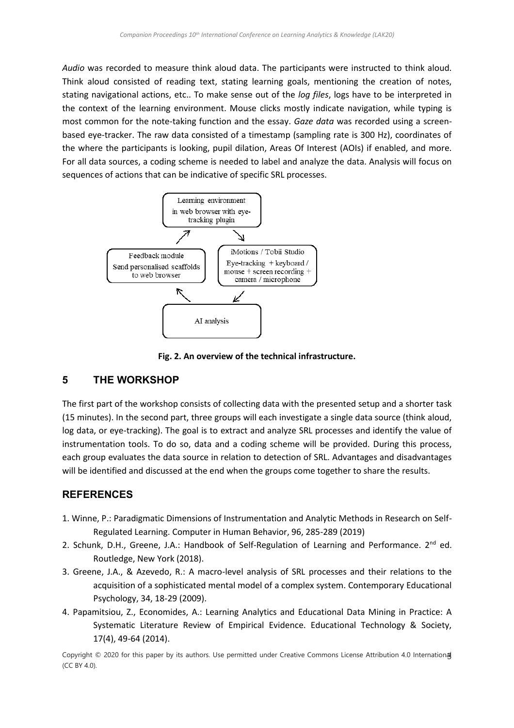*Audio* was recorded to measure think aloud data. The participants were instructed to think aloud. Think aloud consisted of reading text, stating learning goals, mentioning the creation of notes, stating navigational actions, etc.. To make sense out of the *log files*, logs have to be interpreted in the context of the learning environment. Mouse clicks mostly indicate navigation, while typing is most common for the note-taking function and the essay. *Gaze data* was recorded using a screen-based eye-tracker. The raw data consisted of a timestamp (sampling rate is 300 Hz), coordinates of the where the participants is looking, pupil dilation, Areas Of Interest (AOIs) if enabled, and more. For all data sources, a coding scheme is needed to label and analyze the data. Analysis will focus on sequences of actions that can be indicative of specific SRL processes.

Learning environment in web browser with eye-tracking plugin

iMotions / Tobii Studio
Eye-tracking + keyboard / mouse + screen recording + camera / microphone

AI analysis

Feedback module
Send personalised scaffolds to web browser

**Fig. 2. An overview of the technical infrastructure.**

## 5 THE WORKSHOP

The first part of the workshop consists of collecting data with the presented setup and a shorter task (15 minutes). In the second part, three groups will each investigate a single data source (think aloud, log data, or eye-tracking). The goal is to extract and analyze SRL processes and identify the value of instrumentation tools. To do so, data and a coding scheme will be provided. During this process, each group evaluates the data source in relation to detection of SRL. Advantages and disadvantages will be identified and discussed at the end when the groups come together to share the results.

## REFERENCES

1. Winne, P.: Paradigmatic Dimensions of Instrumentation and Analytic Methods in Research on Self-Regulated Learning. Computer in Human Behavior, 96, 285-289 (2019)
2. Schunk, D.H., Greene, J.A.: Handbook of Self-Regulation of Learning and Performance. 2nd ed. Routledge, New York (2018).
3. Greene, J.A., & Azevedo, R.: A macro-level analysis of SRL processes and their relations to the acquisition of a sophisticated mental model of a complex system. Contemporary Educational Psychology, 34, 18-29 (2009).
4. Papamitsiou, Z., Economides, A.: Learning Analytics and Educational Data Mining in Practice: A Systematic Literature Review of Empirical Evidence. Educational Technology & Society, 17(4), 49-64 (2014).

Copyright © 2020 for this paper by its authors. Use permitted under Creative Commons License Attribution 4.0 International (CC BY 4.0).